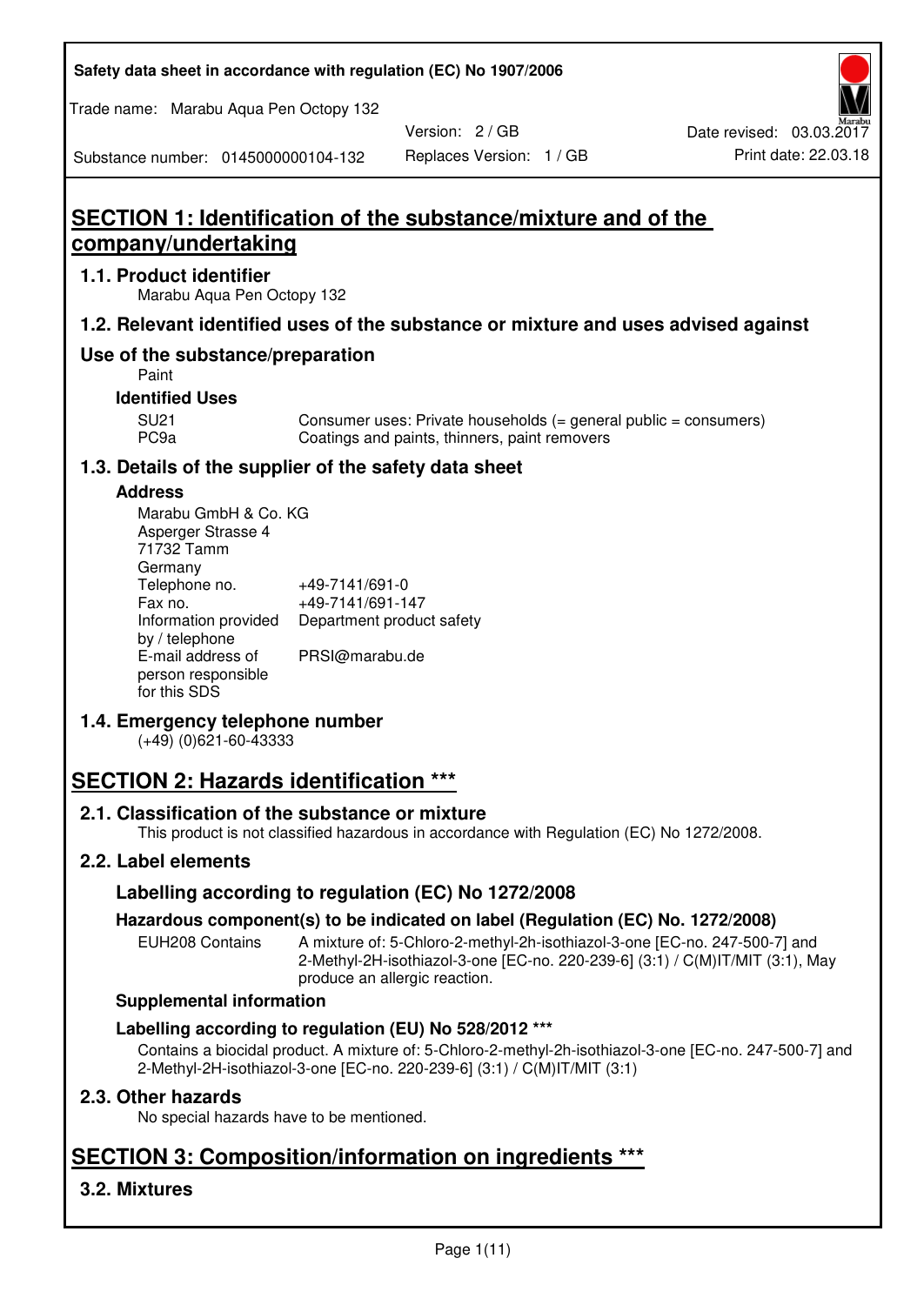Safety data sheet in accordance with regulation (EC) No 1907/2006

Trade name: Marabu Aqua Pen Octopy 132

Version: 2 / GB

Date revised: 03.03.2017

Substance number: 0145000000104-132

Replaces Version: 1 / GB

Print date: 22.03.18

# SECTION 1: Identification of the substance/mixture and of the company/undertaking

## 1.1. Product identifier

Marabu Aqua Pen Octopy 132

## 1.2. Relevant identified uses of the substance or mixture and uses advised against

## Use of the substance/preparation

Paint

### Identified Uses

| | |
|---|---|
| SU21 | Consumer uses: Private households (= general public = consumers) |
| PC9a | Coatings and paints, thinners, paint removers |

## 1.3. Details of the supplier of the safety data sheet

### Address

Marabu GmbH & Co. KG
Asperger Strasse 4
71732 Tamm
Germany

| | |
|---|---|
| Telephone no. | +49-7141/691-0 |
| Fax no. | +49-7141/691-147 |
| Information provided by / telephone | Department product safety |
| E-mail address of person responsible for this SDS | PRSI@marabu.de |

## 1.4. Emergency telephone number

(+49) (0)621-60-43333

# SECTION 2: Hazards identification ***

## 2.1. Classification of the substance or mixture

This product is not classified hazardous in accordance with Regulation (EC) No 1272/2008.

## 2.2. Label elements

### Labelling according to regulation (EC) No 1272/2008

### Hazardous component(s) to be indicated on label (Regulation (EC) No. 1272/2008)

EUH208 Contains — A mixture of: 5-Chloro-2-methyl-2h-isothiazol-3-one [EC-no. 247-500-7] and 2-Methyl-2H-isothiazol-3-one [EC-no. 220-239-6] (3:1) / C(M)IT/MIT (3:1), May produce an allergic reaction.

### Supplemental information

### Labelling according to regulation (EU) No 528/2012 ***

Contains a biocidal product. A mixture of: 5-Chloro-2-methyl-2h-isothiazol-3-one [EC-no. 247-500-7] and 2-Methyl-2H-isothiazol-3-one [EC-no. 220-239-6] (3:1) / C(M)IT/MIT (3:1)

## 2.3. Other hazards

No special hazards have to be mentioned.

# SECTION 3: Composition/information on ingredients ***

## 3.2. Mixtures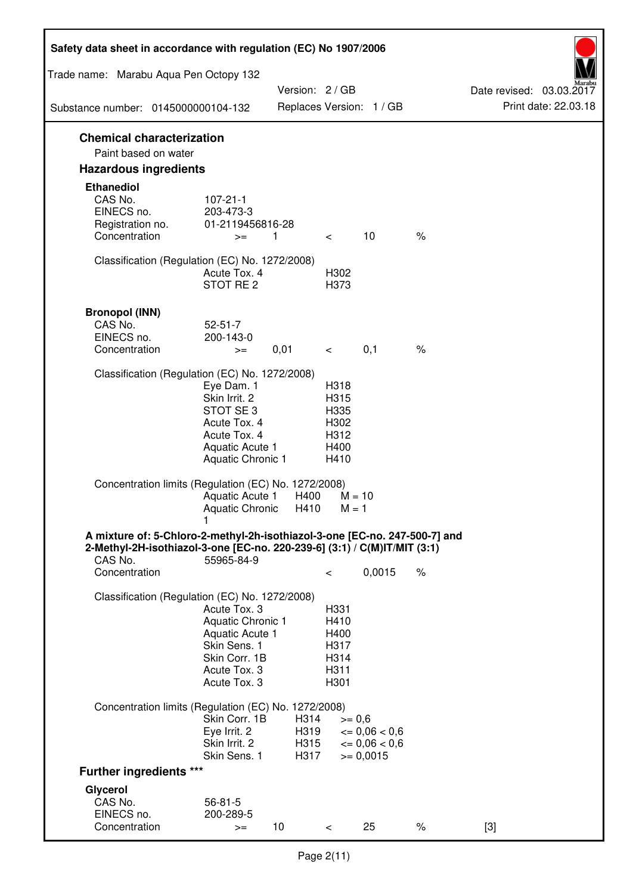## Chemical characterization

Paint based on water

## Hazardous ingredients

### Ethanediol

| | | | | | |
|---|---|---|---|---|---|
| CAS No. | 107-21-1 | | | | |
| EINECS no. | 203-473-3 | | | | |
| Registration no. | 01-2119456816-28 | | | | |
| Concentration | >= | 1 | < | 10 | % |

Classification (Regulation (EC) No. 1272/2008)

| | |
|---|---|
| Acute Tox. 4 | H302 |
| STOT RE 2 | H373 |

### Bronopol (INN)

| | | | | | |
|---|---|---|---|---|---|
| CAS No. | 52-51-7 | | | | |
| EINECS no. | 200-143-0 | | | | |
| Concentration | >= | 0,01 | < | 0,1 | % |

Classification (Regulation (EC) No. 1272/2008)

| | |
|---|---|
| Eye Dam. 1 | H318 |
| Skin Irrit. 2 | H315 |
| STOT SE 3 | H335 |
| Acute Tox. 4 | H302 |
| Acute Tox. 4 | H312 |
| Aquatic Acute 1 | H400 |
| Aquatic Chronic 1 | H410 |

Concentration limits (Regulation (EC) No. 1272/2008)

| | | |
|---|---|---|
| Aquatic Acute 1 | H400 | M = 10 |
| Aquatic Chronic 1 | H410 | M = 1 |

### A mixture of: 5-Chloro-2-methyl-2h-isothiazol-3-one [EC-no. 247-500-7] and 2-Methyl-2H-isothiazol-3-one [EC-no. 220-239-6] (3:1) / C(M)IT/MIT (3:1)

| | | | |
|---|---|---|---|
| CAS No. | 55965-84-9 | | |
| Concentration | < | 0,0015 | % |

Classification (Regulation (EC) No. 1272/2008)

| | |
|---|---|
| Acute Tox. 3 | H331 |
| Aquatic Chronic 1 | H410 |
| Aquatic Acute 1 | H400 |
| Skin Sens. 1 | H317 |
| Skin Corr. 1B | H314 |
| Acute Tox. 3 | H311 |
| Acute Tox. 3 | H301 |

Concentration limits (Regulation (EC) No. 1272/2008)

| | | |
|---|---|---|
| Skin Corr. 1B | H314 | >= 0,6 |
| Eye Irrit. 2 | H319 | <= 0,06 < 0,6 |
| Skin Irrit. 2 | H315 | <= 0,06 < 0,6 |
| Skin Sens. 1 | H317 | >= 0,0015 |

## Further ingredients ***

### Glycerol

| | | | | | | |
|---|---|---|---|---|---|---|
| CAS No. | 56-81-5 | | | | | |
| EINECS no. | 200-289-5 | | | | | |
| Concentration | >= | 10 | < | 25 | % | [3] |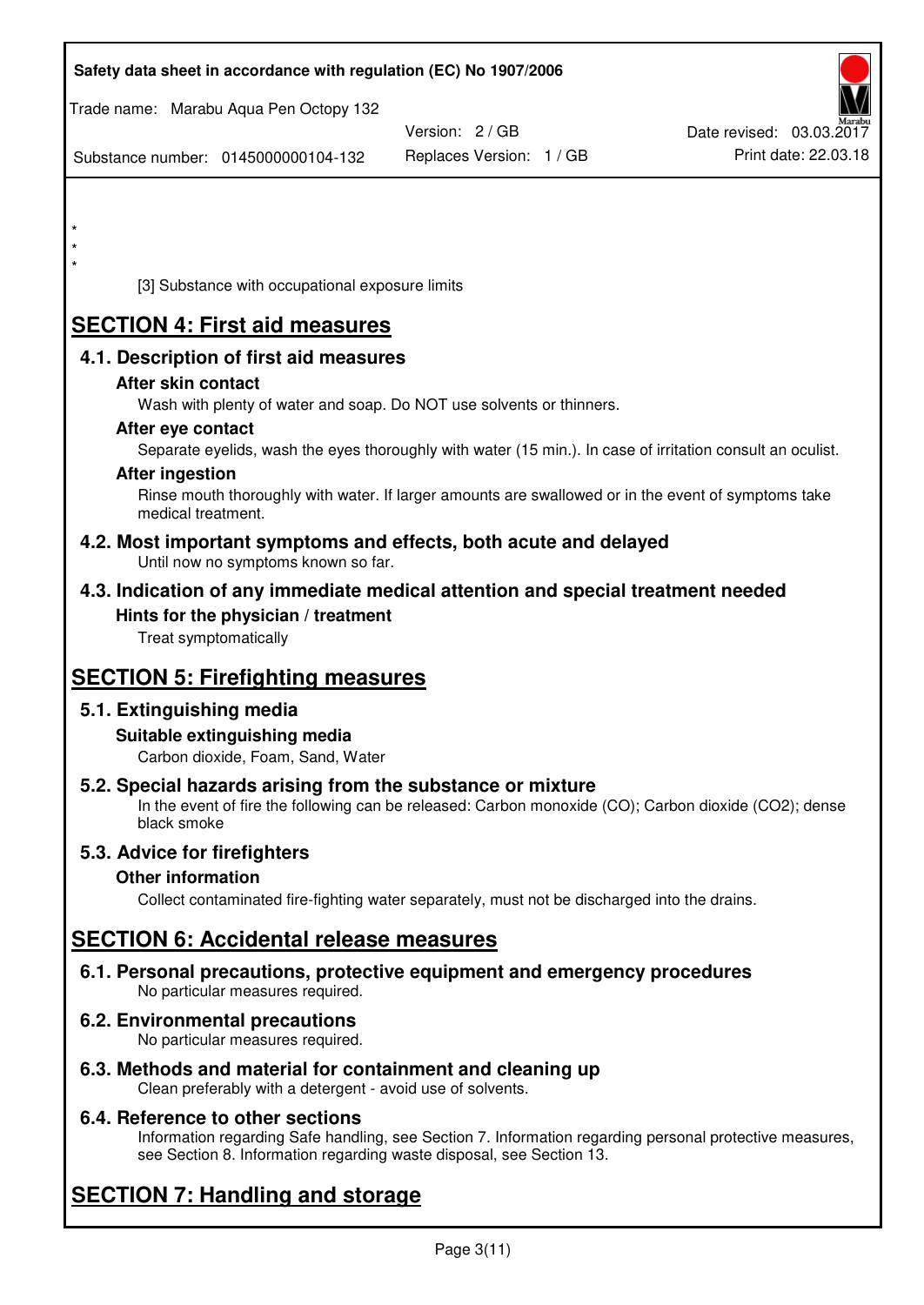*
*
*

[3] Substance with occupational exposure limits

# SECTION 4: First aid measures

## 4.1. Description of first aid measures

### After skin contact

Wash with plenty of water and soap. Do NOT use solvents or thinners.

### After eye contact

Separate eyelids, wash the eyes thoroughly with water (15 min.). In case of irritation consult an oculist.

### After ingestion

Rinse mouth thoroughly with water. If larger amounts are swallowed or in the event of symptoms take medical treatment.

## 4.2. Most important symptoms and effects, both acute and delayed

Until now no symptoms known so far.

## 4.3. Indication of any immediate medical attention and special treatment needed

### Hints for the physician / treatment

Treat symptomatically

# SECTION 5: Firefighting measures

## 5.1. Extinguishing media

### Suitable extinguishing media

Carbon dioxide, Foam, Sand, Water

## 5.2. Special hazards arising from the substance or mixture

In the event of fire the following can be released: Carbon monoxide (CO); Carbon dioxide ($CO_2$); dense black smoke

## 5.3. Advice for firefighters

### Other information

Collect contaminated fire-fighting water separately, must not be discharged into the drains.

# SECTION 6: Accidental release measures

## 6.1. Personal precautions, protective equipment and emergency procedures

No particular measures required.

## 6.2. Environmental precautions

No particular measures required.

## 6.3. Methods and material for containment and cleaning up

Clean preferably with a detergent - avoid use of solvents.

## 6.4. Reference to other sections

Information regarding Safe handling, see Section 7. Information regarding personal protective measures, see Section 8. Information regarding waste disposal, see Section 13.

# SECTION 7: Handling and storage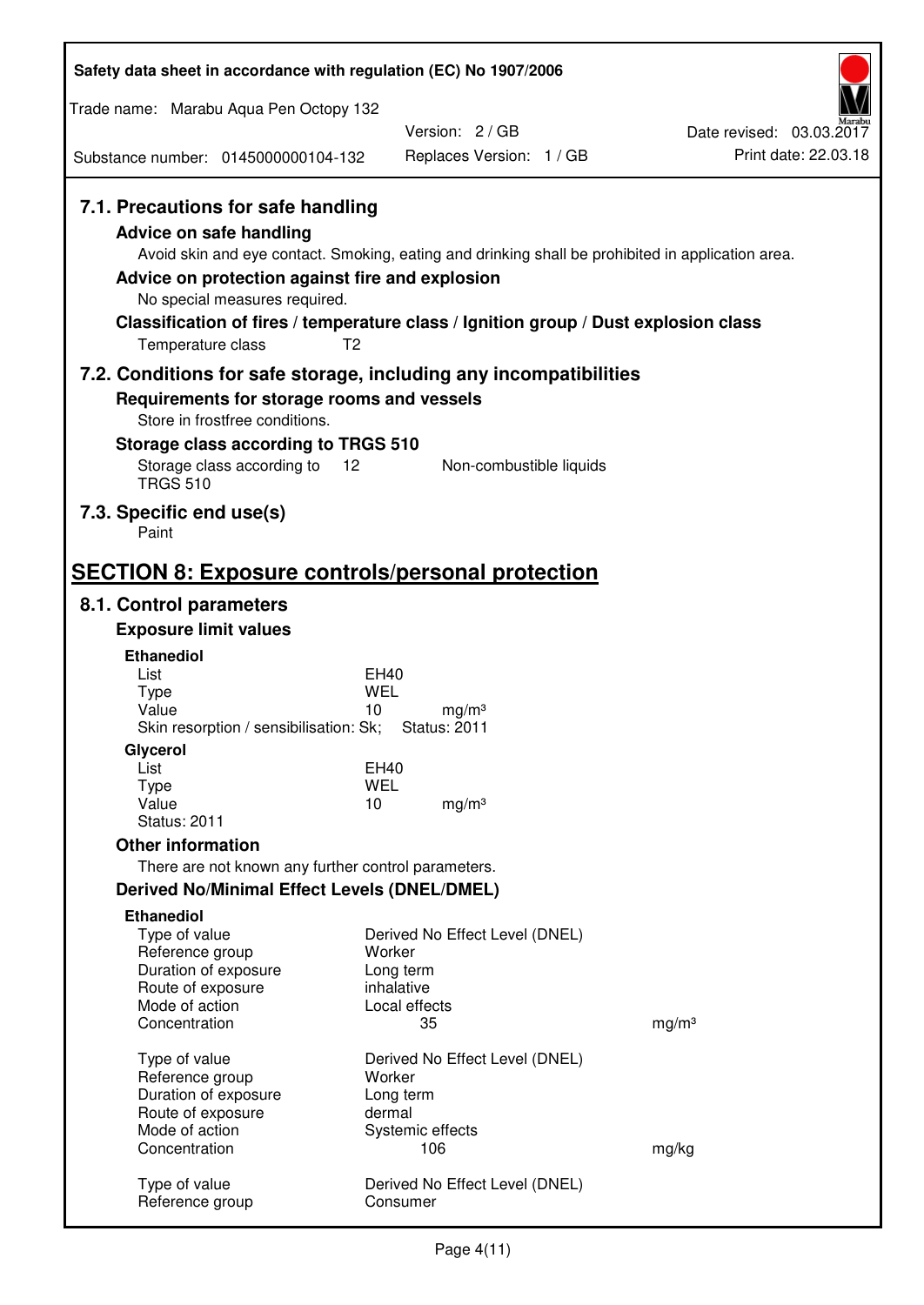### 7.1. Precautions for safe handling

**Advice on safe handling**

Avoid skin and eye contact. Smoking, eating and drinking shall be prohibited in application area.

**Advice on protection against fire and explosion**

No special measures required.

**Classification of fires / temperature class / Ignition group / Dust explosion class**

Temperature class T2

### 7.2. Conditions for safe storage, including any incompatibilities

**Requirements for storage rooms and vessels**

Store in frostfree conditions.

**Storage class according to TRGS 510**

Storage class according to TRGS 510 | 12 | Non-combustible liquids

### 7.3. Specific end use(s)

Paint

## SECTION 8: Exposure controls/personal protection

### 8.1. Control parameters

**Exposure limit values**

**Ethanediol**

| | |
|---|---|
| List | EH40 |
| Type | WEL |
| Value | 10 mg/m³ |

Skin resorption / sensibilisation: Sk; Status: 2011

**Glycerol**

| | |
|---|---|
| List | EH40 |
| Type | WEL |
| Value | 10 mg/m³ |

Status: 2011

**Other information**

There are not known any further control parameters.

**Derived No/Minimal Effect Levels (DNEL/DMEL)**

**Ethanediol**

| | | |
|---|---|---|
| Type of value | Derived No Effect Level (DNEL) | |
| Reference group | Worker | |
| Duration of exposure | Long term | |
| Route of exposure | inhalative | |
| Mode of action | Local effects | |
| Concentration | 35 | mg/m³ |

| | | |
|---|---|---|
| Type of value | Derived No Effect Level (DNEL) | |
| Reference group | Worker | |
| Duration of exposure | Long term | |
| Route of exposure | dermal | |
| Mode of action | Systemic effects | |
| Concentration | 106 | mg/kg |

| | |
|---|---|
| Type of value | Derived No Effect Level (DNEL) |
| Reference group | Consumer |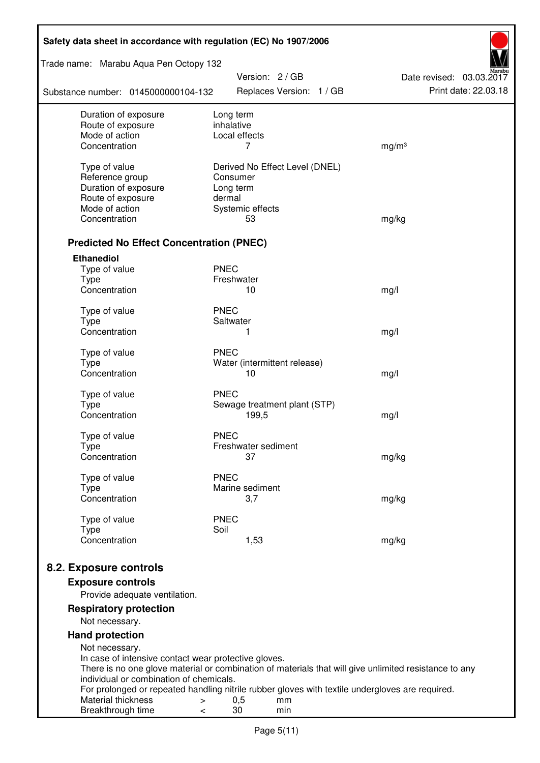| | | |
|---|---|---|
| Duration of exposure | Long term | |
| Route of exposure | inhalative | |
| Mode of action | Local effects | |
| Concentration | 7 | mg/m³ |
| | | |
| Type of value | Derived No Effect Level (DNEL) | |
| Reference group | Consumer | |
| Duration of exposure | Long term | |
| Route of exposure | dermal | |
| Mode of action | Systemic effects | |
| Concentration | 53 | mg/kg |

### Predicted No Effect Concentration (PNEC)

**Ethanediol**

| | | |
|---|---|---|
| Type of value | PNEC | |
| Type | Freshwater | |
| Concentration | 10 | mg/l |
| | | |
| Type of value | PNEC | |
| Type | Saltwater | |
| Concentration | 1 | mg/l |
| | | |
| Type of value | PNEC | |
| Type | Water (intermittent release) | |
| Concentration | 10 | mg/l |
| | | |
| Type of value | PNEC | |
| Type | Sewage treatment plant (STP) | |
| Concentration | 199,5 | mg/l |
| | | |
| Type of value | PNEC | |
| Type | Freshwater sediment | |
| Concentration | 37 | mg/kg |
| | | |
| Type of value | PNEC | |
| Type | Marine sediment | |
| Concentration | 3,7 | mg/kg |
| | | |
| Type of value | PNEC | |
| Type | Soil | |
| Concentration | 1,53 | mg/kg |

## 8.2. Exposure controls

### Exposure controls

Provide adequate ventilation.

### Respiratory protection

Not necessary.

### Hand protection

Not necessary.
In case of intensive contact wear protective gloves.
There is no one glove material or combination of materials that will give unlimited resistance to any individual or combination of chemicals.
For prolonged or repeated handling nitrile rubber gloves with textile undergloves are required.

| | | | |
|---|---|---|---|
| Material thickness | > | 0,5 | mm |
| Breakthrough time | < | 30 | min |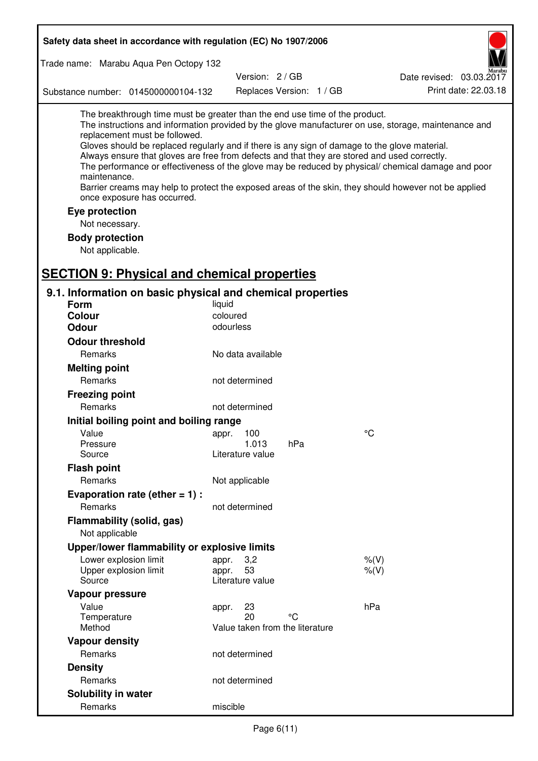The breakthrough time must be greater than the end use time of the product.
The instructions and information provided by the glove manufacturer on use, storage, maintenance and replacement must be followed.
Gloves should be replaced regularly and if there is any sign of damage to the glove material.
Always ensure that gloves are free from defects and that they are stored and used correctly.
The performance or effectiveness of the glove may be reduced by physical/ chemical damage and poor maintenance.
Barrier creams may help to protect the exposed areas of the skin, they should however not be applied once exposure has occurred.

**Eye protection**

Not necessary.

**Body protection**

Not applicable.

# SECTION 9: Physical and chemical properties

## 9.1. Information on basic physical and chemical properties

| | | | |
|---|---|---|---|
| **Form** | liquid | | |
| **Colour** | coloured | | |
| **Odour** | odourless | | |
| **Odour threshold** | | | |
| Remarks | No data available | | |
| **Melting point** | | | |
| Remarks | not determined | | |
| **Freezing point** | | | |
| Remarks | not determined | | |
| **Initial boiling point and boiling range** | | | |
| Value | appr. 100 | | °C |
| Pressure | 1.013 | hPa | |
| Source | Literature value | | |
| **Flash point** | | | |
| Remarks | Not applicable | | |
| **Evaporation rate (ether = 1) :** | | | |
| Remarks | not determined | | |
| **Flammability (solid, gas)** | | | |
| Not applicable | | | |
| **Upper/lower flammability or explosive limits** | | | |
| Lower explosion limit | appr. 3,2 | | %(V) |
| Upper explosion limit | appr. 53 | | %(V) |
| Source | Literature value | | |
| **Vapour pressure** | | | |
| Value | appr. 23 | | hPa |
| Temperature | 20 | °C | |
| Method | Value taken from the literature | | |
| **Vapour density** | | | |
| Remarks | not determined | | |
| **Density** | | | |
| Remarks | not determined | | |
| **Solubility in water** | | | |
| Remarks | miscible | | |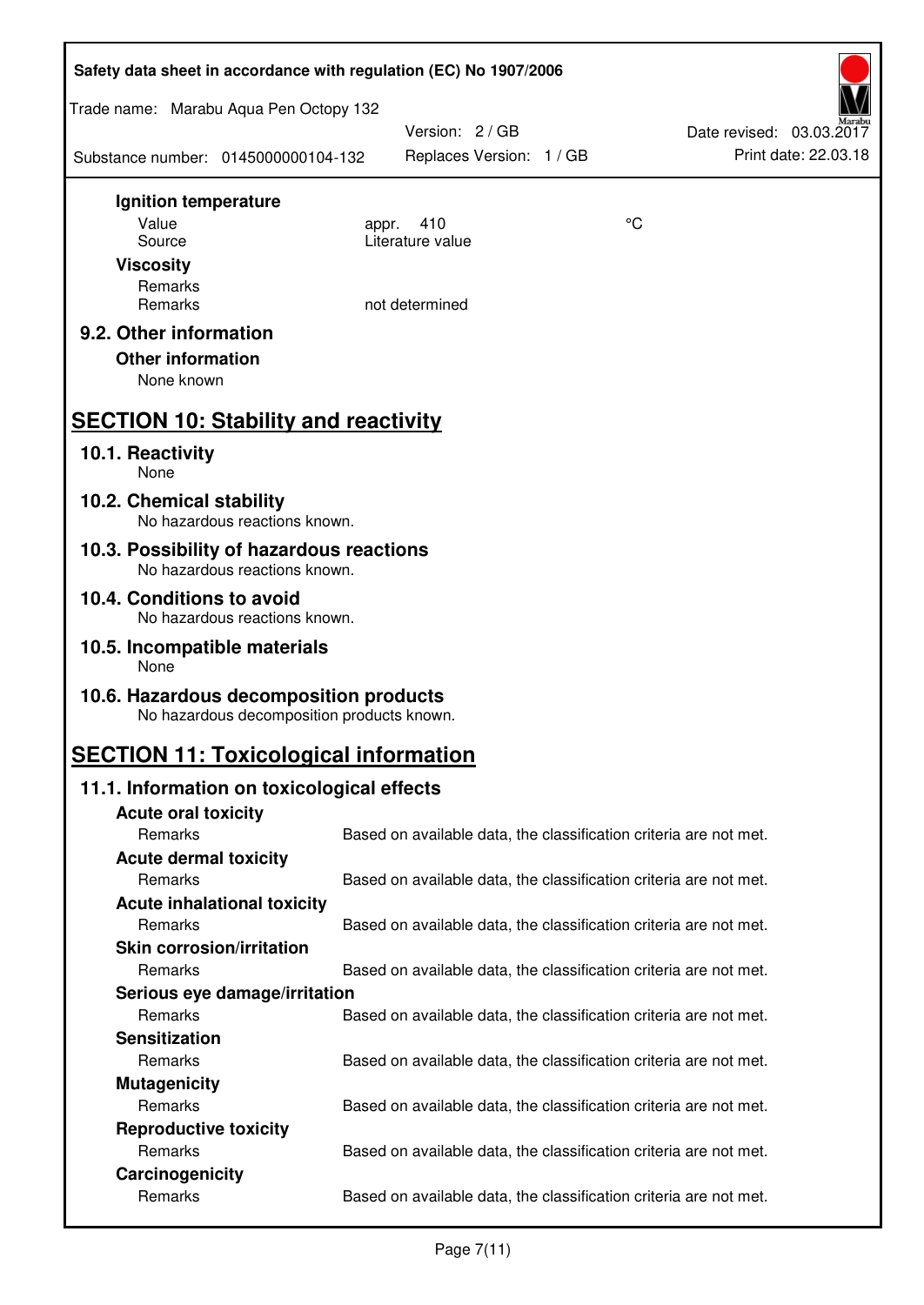**Ignition temperature**

| | | |
|---|---|---|
| Value | appr. 410 | °C |
| Source | Literature value | |

**Viscosity**

| | |
|---|---|
| Remarks | |
| Remarks | not determined |

### 9.2. Other information

**Other information**

None known

## SECTION 10: Stability and reactivity

### 10.1. Reactivity

None

### 10.2. Chemical stability

No hazardous reactions known.

### 10.3. Possibility of hazardous reactions

No hazardous reactions known.

### 10.4. Conditions to avoid

No hazardous reactions known.

### 10.5. Incompatible materials

None

### 10.6. Hazardous decomposition products

No hazardous decomposition products known.

## SECTION 11: Toxicological information

### 11.1. Information on toxicological effects

**Acute oral toxicity**

Remarks: Based on available data, the classification criteria are not met.

**Acute dermal toxicity**

Remarks: Based on available data, the classification criteria are not met.

**Acute inhalational toxicity**

Remarks: Based on available data, the classification criteria are not met.

**Skin corrosion/irritation**

Remarks: Based on available data, the classification criteria are not met.

**Serious eye damage/irritation**

Remarks: Based on available data, the classification criteria are not met.

**Sensitization**

Remarks: Based on available data, the classification criteria are not met.

**Mutagenicity**

Remarks: Based on available data, the classification criteria are not met.

**Reproductive toxicity**

Remarks: Based on available data, the classification criteria are not met.

**Carcinogenicity**

Remarks: Based on available data, the classification criteria are not met.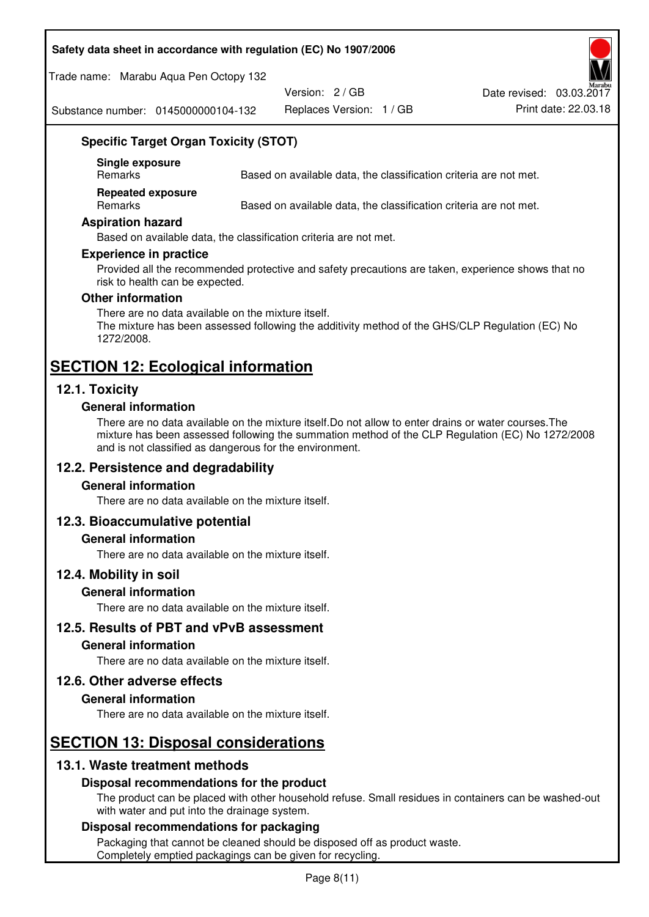### Specific Target Organ Toxicity (STOT)

**Single exposure**

| Remarks | Based on available data, the classification criteria are not met. |
|---|---|

**Repeated exposure**

| Remarks | Based on available data, the classification criteria are not met. |
|---|---|

### Aspiration hazard

Based on available data, the classification criteria are not met.

### Experience in practice

Provided all the recommended protective and safety precautions are taken, experience shows that no risk to health can be expected.

### Other information

There are no data available on the mixture itself.
The mixture has been assessed following the additivity method of the GHS/CLP Regulation (EC) No 1272/2008.

# SECTION 12: Ecological information

## 12.1. Toxicity

### General information

There are no data available on the mixture itself.Do not allow to enter drains or water courses.The mixture has been assessed following the summation method of the CLP Regulation (EC) No 1272/2008 and is not classified as dangerous for the environment.

## 12.2. Persistence and degradability

### General information

There are no data available on the mixture itself.

## 12.3. Bioaccumulative potential

### General information

There are no data available on the mixture itself.

## 12.4. Mobility in soil

### General information

There are no data available on the mixture itself.

## 12.5. Results of PBT and vPvB assessment

### General information

There are no data available on the mixture itself.

## 12.6. Other adverse effects

### General information

There are no data available on the mixture itself.

# SECTION 13: Disposal considerations

## 13.1. Waste treatment methods

### Disposal recommendations for the product

The product can be placed with other household refuse. Small residues in containers can be washed-out with water and put into the drainage system.

### Disposal recommendations for packaging

Packaging that cannot be cleaned should be disposed off as product waste.
Completely emptied packagings can be given for recycling.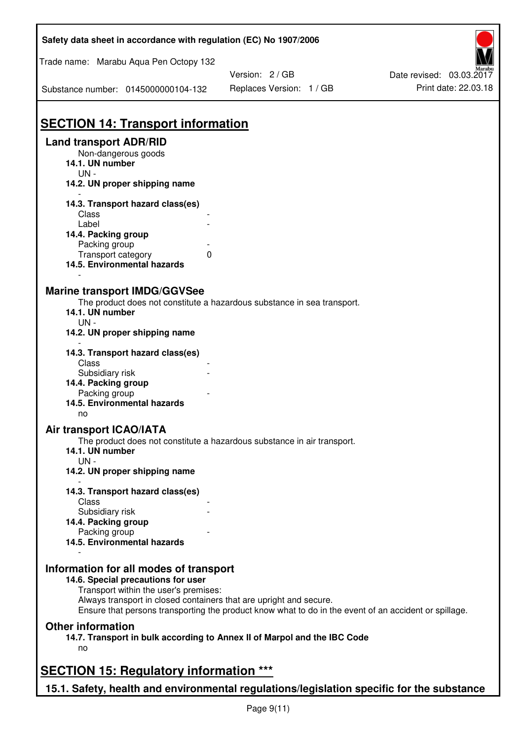## SECTION 14: Transport information

### Land transport ADR/RID

Non-dangerous goods

**14.1. UN number**

UN -

**14.2. UN proper shipping name**

-

**14.3. Transport hazard class(es)**

| | |
|---|---|
| Class | - |
| Label | - |

**14.4. Packing group**

| | |
|---|---|
| Packing group | - |
| Transport category | 0 |

**14.5. Environmental hazards**

-

### Marine transport IMDG/GGVSee

The product does not constitute a hazardous substance in sea transport.

**14.1. UN number**

UN -

**14.2. UN proper shipping name**

-

**14.3. Transport hazard class(es)**

| | |
|---|---|
| Class | - |
| Subsidiary risk | - |

**14.4. Packing group**

| | |
|---|---|
| Packing group | - |

**14.5. Environmental hazards**

no

### Air transport ICAO/IATA

The product does not constitute a hazardous substance in air transport.

**14.1. UN number**

UN -

**14.2. UN proper shipping name**

-

**14.3. Transport hazard class(es)**

| | |
|---|---|
| Class | - |
| Subsidiary risk | - |

**14.4. Packing group**

| | |
|---|---|
| Packing group | - |

**14.5. Environmental hazards**

-

### Information for all modes of transport

**14.6. Special precautions for user**

Transport within the user's premises:
Always transport in closed containers that are upright and secure.
Ensure that persons transporting the product know what to do in the event of an accident or spillage.

### Other information

**14.7. Transport in bulk according to Annex II of Marpol and the IBC Code**

no

## SECTION 15: Regulatory information ***

### 15.1. Safety, health and environmental regulations/legislation specific for the substance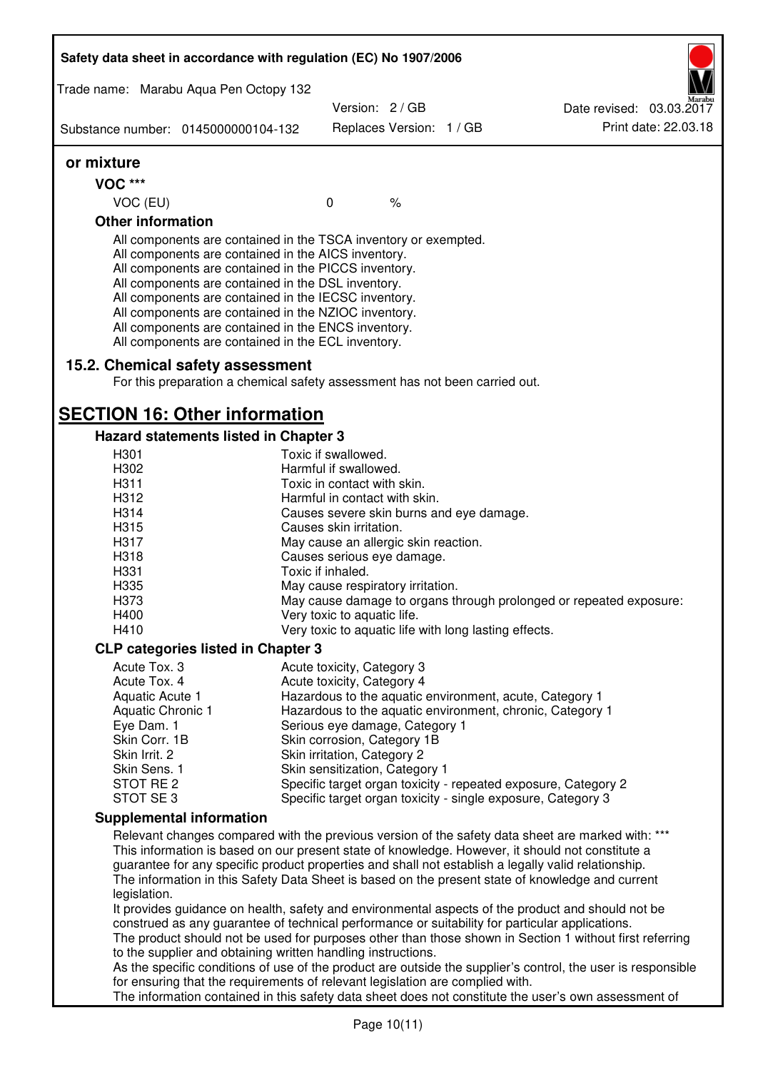**or mixture**

**VOC \*\*\***

| | | |
|---|---|---|
| VOC (EU) | 0 | % |

**Other information**

All components are contained in the TSCA inventory or exempted.
All components are contained in the AICS inventory.
All components are contained in the PICCS inventory.
All components are contained in the DSL inventory.
All components are contained in the IECSC inventory.
All components are contained in the NZIOC inventory.
All components are contained in the ENCS inventory.
All components are contained in the ECL inventory.

## 15.2. Chemical safety assessment

For this preparation a chemical safety assessment has not been carried out.

# SECTION 16: Other information

### Hazard statements listed in Chapter 3

| | |
|---|---|
| H301 | Toxic if swallowed. |
| H302 | Harmful if swallowed. |
| H311 | Toxic in contact with skin. |
| H312 | Harmful in contact with skin. |
| H314 | Causes severe skin burns and eye damage. |
| H315 | Causes skin irritation. |
| H317 | May cause an allergic skin reaction. |
| H318 | Causes serious eye damage. |
| H331 | Toxic if inhaled. |
| H335 | May cause respiratory irritation. |
| H373 | May cause damage to organs through prolonged or repeated exposure: |
| H400 | Very toxic to aquatic life. |
| H410 | Very toxic to aquatic life with long lasting effects. |

### CLP categories listed in Chapter 3

| | |
|---|---|
| Acute Tox. 3 | Acute toxicity, Category 3 |
| Acute Tox. 4 | Acute toxicity, Category 4 |
| Aquatic Acute 1 | Hazardous to the aquatic environment, acute, Category 1 |
| Aquatic Chronic 1 | Hazardous to the aquatic environment, chronic, Category 1 |
| Eye Dam. 1 | Serious eye damage, Category 1 |
| Skin Corr. 1B | Skin corrosion, Category 1B |
| Skin Irrit. 2 | Skin irritation, Category 2 |
| Skin Sens. 1 | Skin sensitization, Category 1 |
| STOT RE 2 | Specific target organ toxicity - repeated exposure, Category 2 |
| STOT SE 3 | Specific target organ toxicity - single exposure, Category 3 |

### Supplemental information

Relevant changes compared with the previous version of the safety data sheet are marked with: \*\*\*
This information is based on our present state of knowledge. However, it should not constitute a guarantee for any specific product properties and shall not establish a legally valid relationship.
The information in this Safety Data Sheet is based on the present state of knowledge and current legislation.
It provides guidance on health, safety and environmental aspects of the product and should not be construed as any guarantee of technical performance or suitability for particular applications.
The product should not be used for purposes other than those shown in Section 1 without first referring to the supplier and obtaining written handling instructions.
As the specific conditions of use of the product are outside the supplier's control, the user is responsible for ensuring that the requirements of relevant legislation are complied with.
The information contained in this safety data sheet does not constitute the user's own assessment of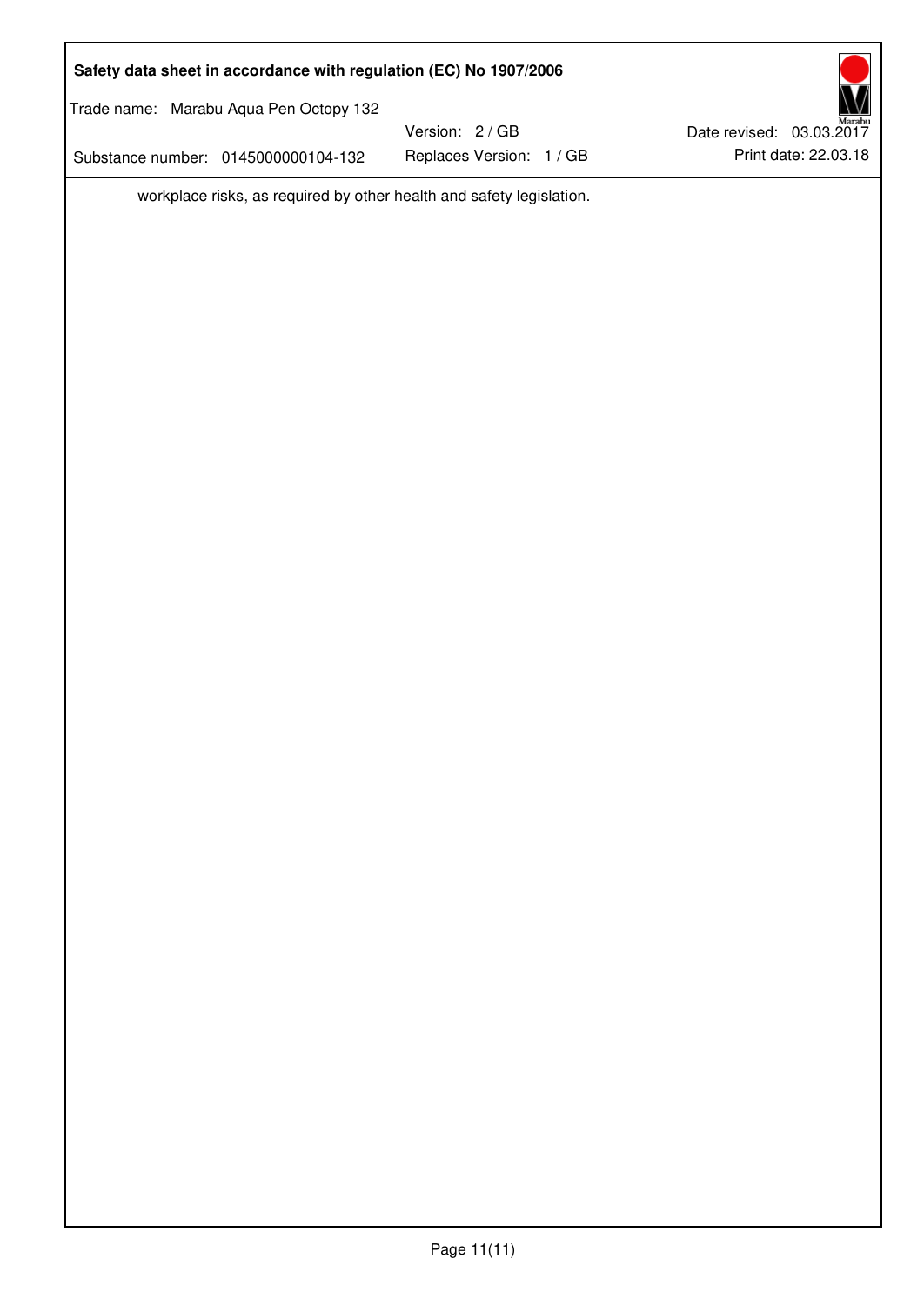workplace risks, as required by other health and safety legislation.